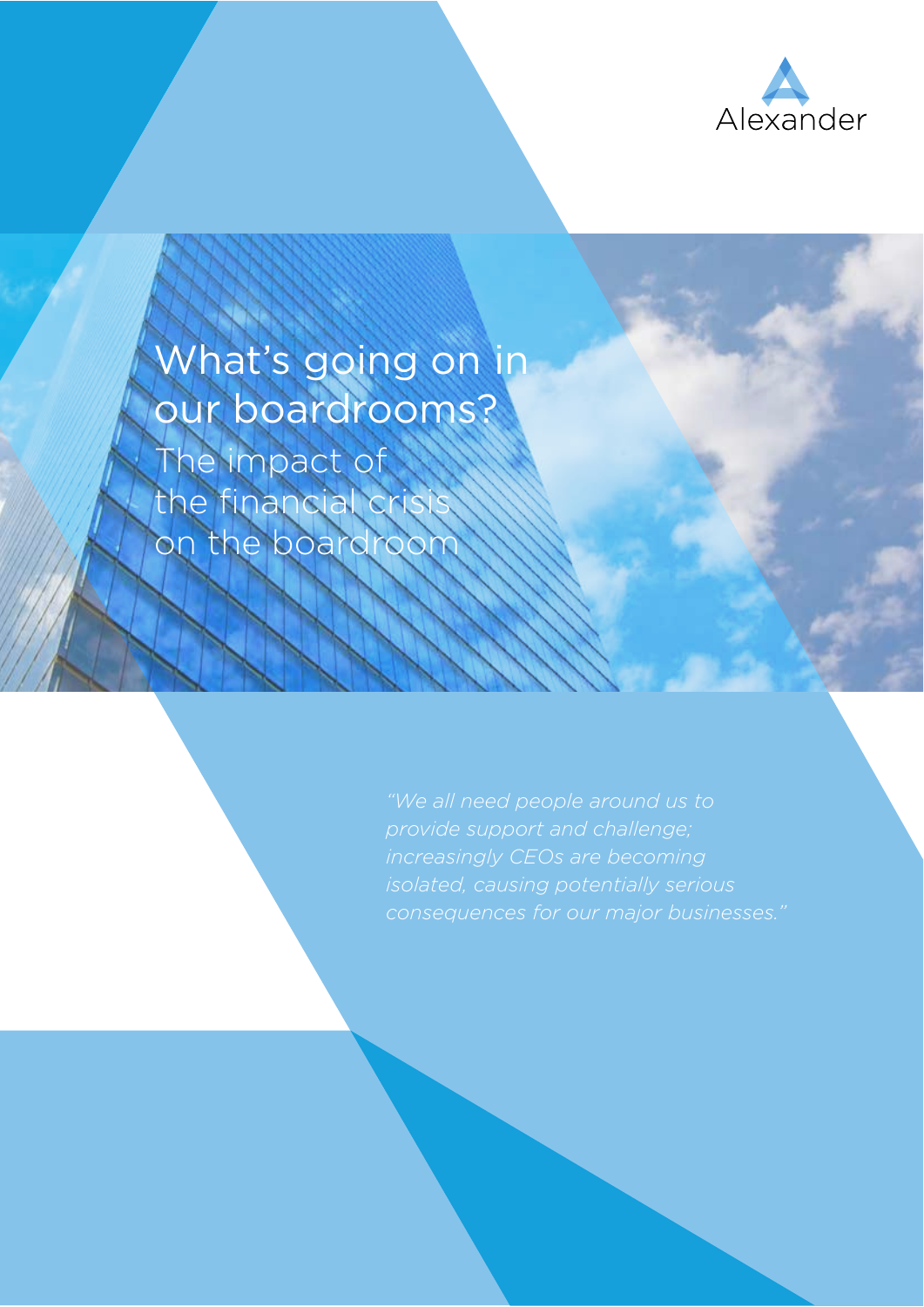Alexander

# What's going on in our boardrooms?

## The impact of the financial crisis on the boardroom

*"We all need people around us to provide support and challenge; increasingly CEOs are becoming isolated, causing potentially serious consequences for our major businesses."*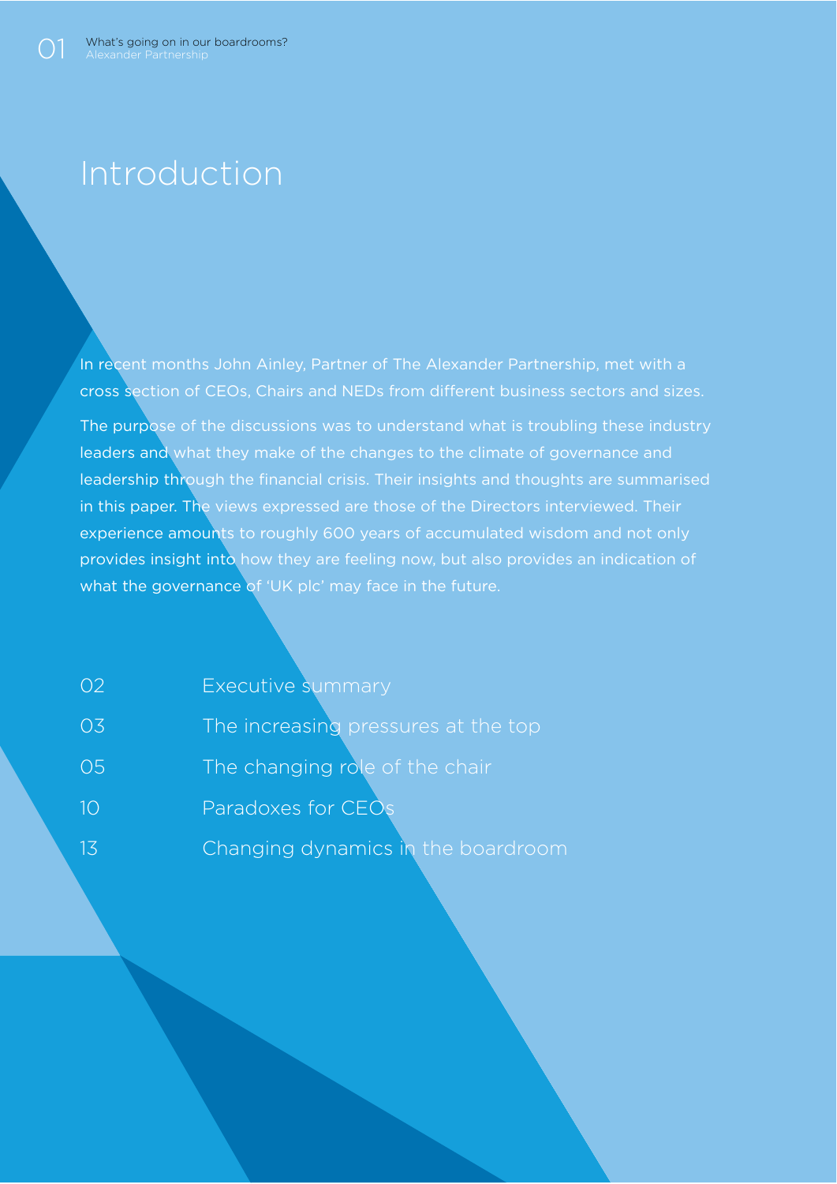# Introduction

In recent months John Ainley, Partner of The Alexander Partnership, met with a cross section of CEOs, Chairs and NEDs from different business sectors and sizes.

The purpose of the discussions was to understand what is troubling these industry leaders and what they make of the changes to the climate of governance and leadership through the financial crisis. Their insights and thoughts are summarised in this paper. The views expressed are those of the Directors interviewed. Their experience amounts to roughly 600 years of accumulated wisdom and not only provides insight into how they are feeling now, but also provides an indication of what the governance of 'UK plc' may face in the future.

| | |
|---|---|
| 02 | Executive summary |
| 03 | The increasing pressures at the top |
| 05 | The changing role of the chair |
| 10 | Paradoxes for CEOs |
| 13 | Changing dynamics in the boardroom |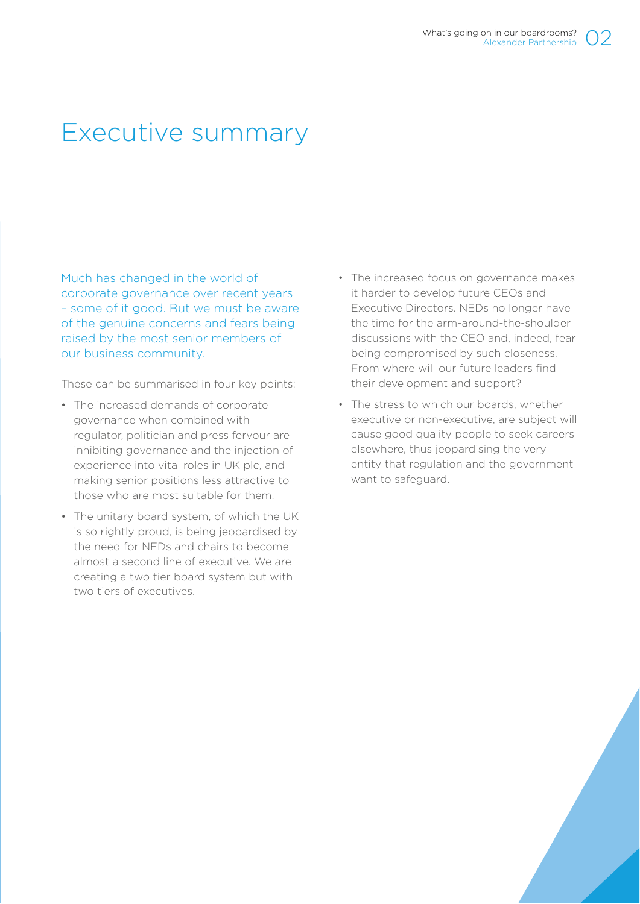# Executive summary

Much has changed in the world of corporate governance over recent years – some of it good. But we must be aware of the genuine concerns and fears being raised by the most senior members of our business community.

These can be summarised in four key points:

- The increased demands of corporate governance when combined with regulator, politician and press fervour are inhibiting governance and the injection of experience into vital roles in UK plc, and making senior positions less attractive to those who are most suitable for them.
- The unitary board system, of which the UK is so rightly proud, is being jeopardised by the need for NEDs and chairs to become almost a second line of executive. We are creating a two tier board system but with two tiers of executives.
- The increased focus on governance makes it harder to develop future CEOs and Executive Directors. NEDs no longer have the time for the arm-around-the-shoulder discussions with the CEO and, indeed, fear being compromised by such closeness. From where will our future leaders find their development and support?
- The stress to which our boards, whether executive or non-executive, are subject will cause good quality people to seek careers elsewhere, thus jeopardising the very entity that regulation and the government want to safeguard.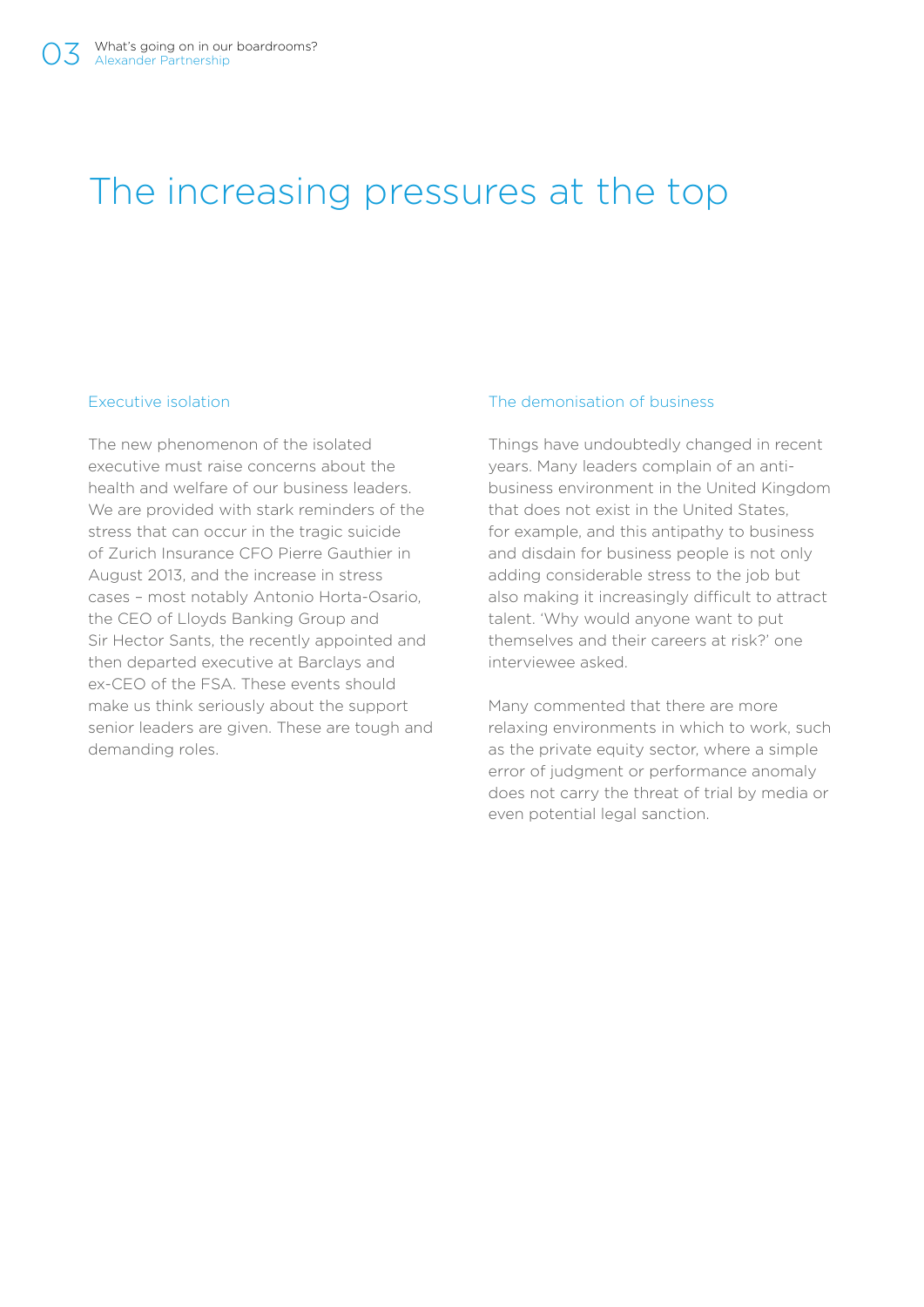# The increasing pressures at the top

## Executive isolation

The new phenomenon of the isolated executive must raise concerns about the health and welfare of our business leaders. We are provided with stark reminders of the stress that can occur in the tragic suicide of Zurich Insurance CFO Pierre Gauthier in August 2013, and the increase in stress cases – most notably Antonio Horta-Osario, the CEO of Lloyds Banking Group and Sir Hector Sants, the recently appointed and then departed executive at Barclays and ex-CEO of the FSA. These events should make us think seriously about the support senior leaders are given. These are tough and demanding roles.

## The demonisation of business

Things have undoubtedly changed in recent years. Many leaders complain of an anti-business environment in the United Kingdom that does not exist in the United States, for example, and this antipathy to business and disdain for business people is not only adding considerable stress to the job but also making it increasingly difficult to attract talent. 'Why would anyone want to put themselves and their careers at risk?' one interviewee asked.

Many commented that there are more relaxing environments in which to work, such as the private equity sector, where a simple error of judgment or performance anomaly does not carry the threat of trial by media or even potential legal sanction.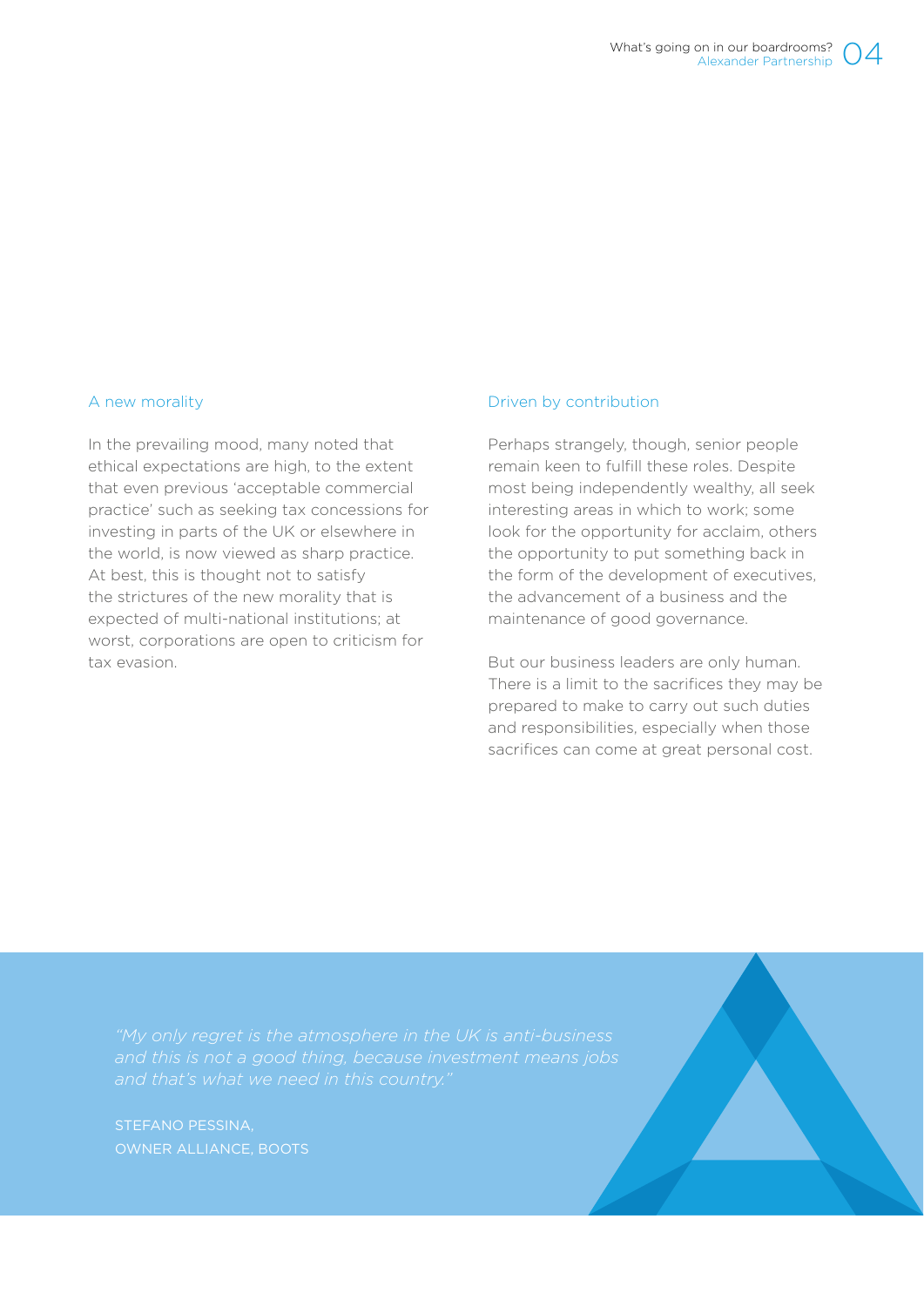## A new morality

In the prevailing mood, many noted that ethical expectations are high, to the extent that even previous 'acceptable commercial practice' such as seeking tax concessions for investing in parts of the UK or elsewhere in the world, is now viewed as sharp practice. At best, this is thought not to satisfy the strictures of the new morality that is expected of multi-national institutions; at worst, corporations are open to criticism for tax evasion.

## Driven by contribution

Perhaps strangely, though, senior people remain keen to fulfill these roles. Despite most being independently wealthy, all seek interesting areas in which to work; some look for the opportunity for acclaim, others the opportunity to put something back in the form of the development of executives, the advancement of a business and the maintenance of good governance.

But our business leaders are only human. There is a limit to the sacrifices they may be prepared to make to carry out such duties and responsibilities, especially when those sacrifices can come at great personal cost.

*"My only regret is the atmosphere in the UK is anti-business and this is not a good thing, because investment means jobs and that's what we need in this country."*

STEFANO PESSINA,
OWNER ALLIANCE, BOOTS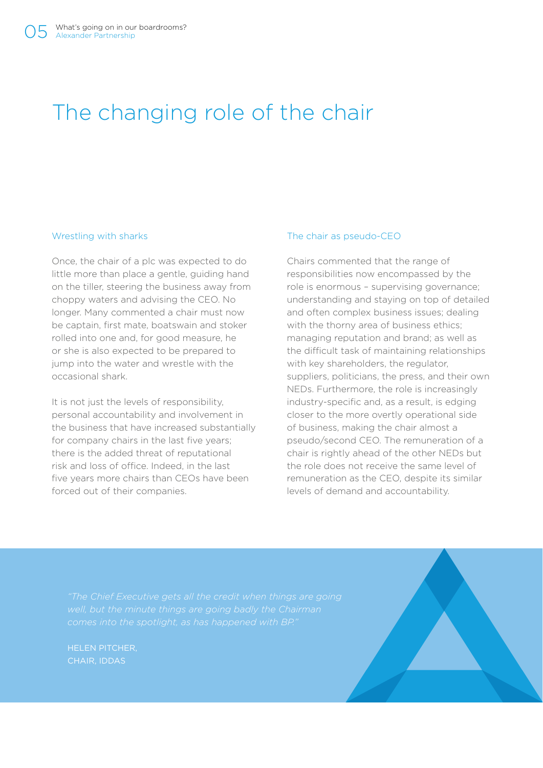# The changing role of the chair

## Wrestling with sharks

Once, the chair of a plc was expected to do little more than place a gentle, guiding hand on the tiller, steering the business away from choppy waters and advising the CEO. No longer. Many commented a chair must now be captain, first mate, boatswain and stoker rolled into one and, for good measure, he or she is also expected to be prepared to jump into the water and wrestle with the occasional shark.

It is not just the levels of responsibility, personal accountability and involvement in the business that have increased substantially for company chairs in the last five years; there is the added threat of reputational risk and loss of office. Indeed, in the last five years more chairs than CEOs have been forced out of their companies.

## The chair as pseudo-CEO

Chairs commented that the range of responsibilities now encompassed by the role is enormous – supervising governance; understanding and staying on top of detailed and often complex business issues; dealing with the thorny area of business ethics; managing reputation and brand; as well as the difficult task of maintaining relationships with key shareholders, the regulator, suppliers, politicians, the press, and their own NEDs. Furthermore, the role is increasingly industry-specific and, as a result, is edging closer to the more overtly operational side of business, making the chair almost a pseudo/second CEO. The remuneration of a chair is rightly ahead of the other NEDs but the role does not receive the same level of remuneration as the CEO, despite its similar levels of demand and accountability.

> *"The Chief Executive gets all the credit when things are going well, but the minute things are going badly the Chairman comes into the spotlight, as has happened with BP."*
>
> HELEN PITCHER, CHAIR, IDDAS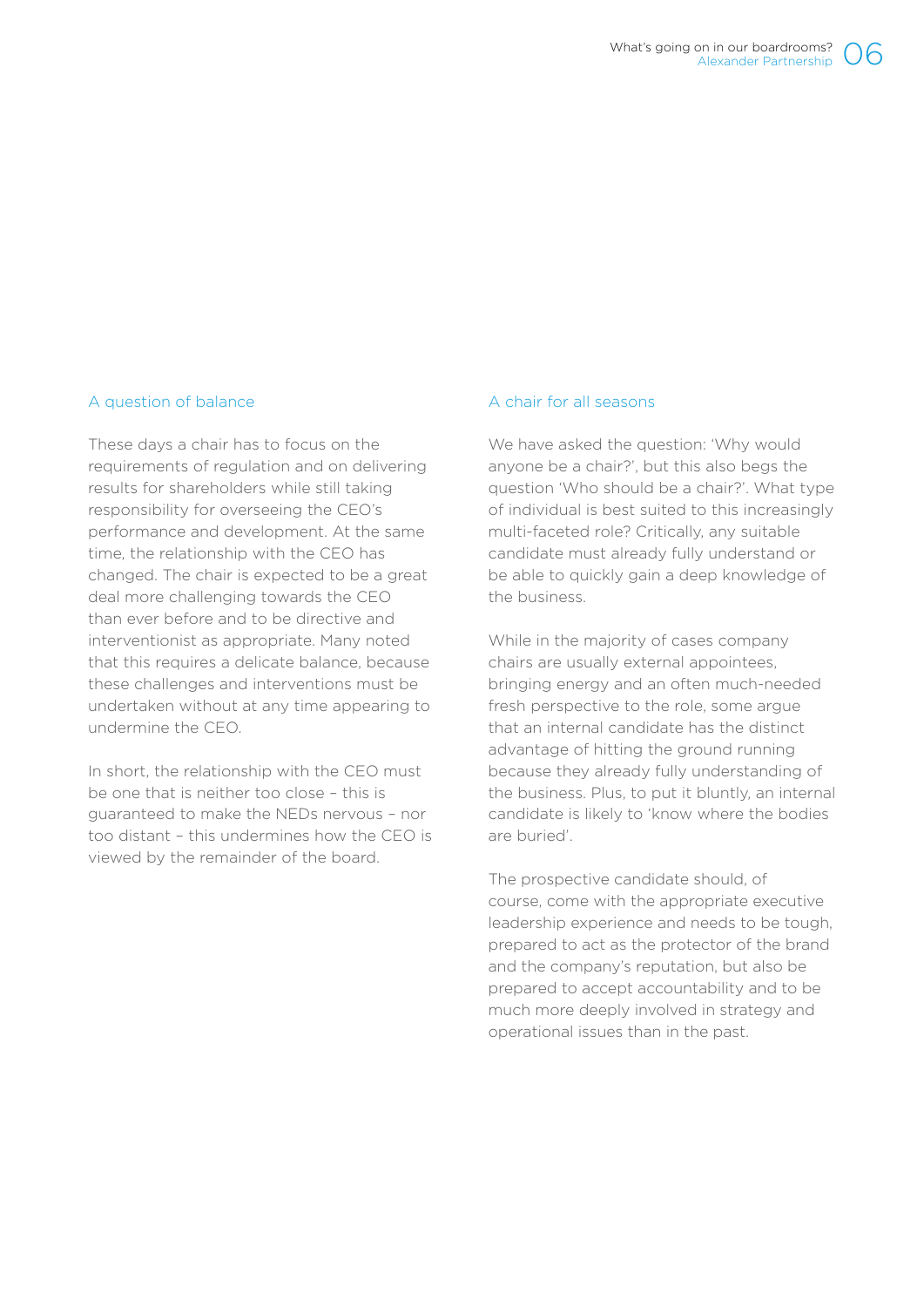## A question of balance

These days a chair has to focus on the requirements of regulation and on delivering results for shareholders while still taking responsibility for overseeing the CEO's performance and development. At the same time, the relationship with the CEO has changed. The chair is expected to be a great deal more challenging towards the CEO than ever before and to be directive and interventionist as appropriate. Many noted that this requires a delicate balance, because these challenges and interventions must be undertaken without at any time appearing to undermine the CEO.

In short, the relationship with the CEO must be one that is neither too close – this is guaranteed to make the NEDs nervous – nor too distant – this undermines how the CEO is viewed by the remainder of the board.

## A chair for all seasons

We have asked the question: 'Why would anyone be a chair?', but this also begs the question 'Who should be a chair?'. What type of individual is best suited to this increasingly multi-faceted role? Critically, any suitable candidate must already fully understand or be able to quickly gain a deep knowledge of the business.

While in the majority of cases company chairs are usually external appointees, bringing energy and an often much-needed fresh perspective to the role, some argue that an internal candidate has the distinct advantage of hitting the ground running because they already fully understanding of the business. Plus, to put it bluntly, an internal candidate is likely to 'know where the bodies are buried'.

The prospective candidate should, of course, come with the appropriate executive leadership experience and needs to be tough, prepared to act as the protector of the brand and the company's reputation, but also be prepared to accept accountability and to be much more deeply involved in strategy and operational issues than in the past.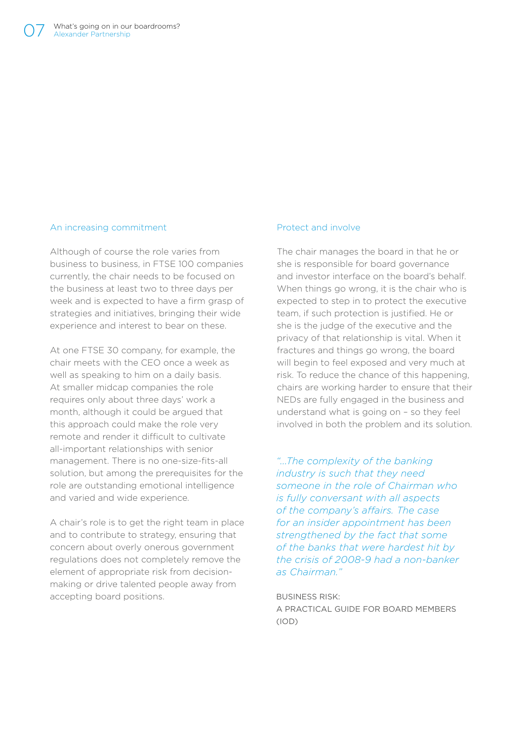## An increasing commitment

Although of course the role varies from business to business, in FTSE 100 companies currently, the chair needs to be focused on the business at least two to three days per week and is expected to have a firm grasp of strategies and initiatives, bringing their wide experience and interest to bear on these.

At one FTSE 30 company, for example, the chair meets with the CEO once a week as well as speaking to him on a daily basis. At smaller midcap companies the role requires only about three days' work a month, although it could be argued that this approach could make the role very remote and render it difficult to cultivate all-important relationships with senior management. There is no one-size-fits-all solution, but among the prerequisites for the role are outstanding emotional intelligence and varied and wide experience.

A chair's role is to get the right team in place and to contribute to strategy, ensuring that concern about overly onerous government regulations does not completely remove the element of appropriate risk from decision-making or drive talented people away from accepting board positions.

## Protect and involve

The chair manages the board in that he or she is responsible for board governance and investor interface on the board's behalf. When things go wrong, it is the chair who is expected to step in to protect the executive team, if such protection is justified. He or she is the judge of the executive and the privacy of that relationship is vital. When it fractures and things go wrong, the board will begin to feel exposed and very much at risk. To reduce the chance of this happening, chairs are working harder to ensure that their NEDs are fully engaged in the business and understand what is going on – so they feel involved in both the problem and its solution.

*"...The complexity of the banking industry is such that they need someone in the role of Chairman who is fully conversant with all aspects of the company's affairs. The case for an insider appointment has been strengthened by the fact that some of the banks that were hardest hit by the crisis of 2008-9 had a non-banker as Chairman."*

BUSINESS RISK:
A PRACTICAL GUIDE FOR BOARD MEMBERS (IOD)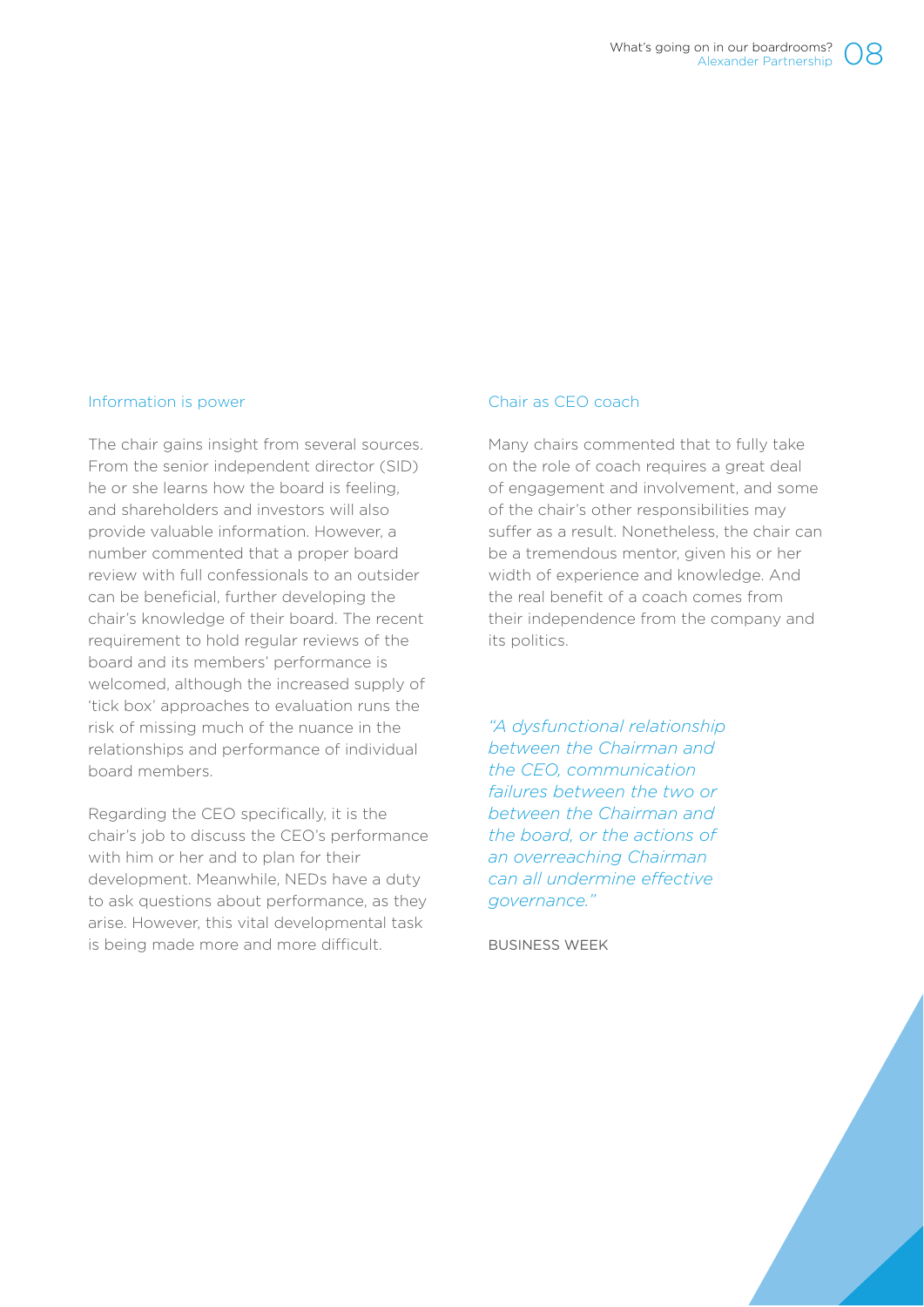## Information is power

The chair gains insight from several sources. From the senior independent director (SID) he or she learns how the board is feeling, and shareholders and investors will also provide valuable information. However, a number commented that a proper board review with full confessionals to an outsider can be beneficial, further developing the chair's knowledge of their board. The recent requirement to hold regular reviews of the board and its members' performance is welcomed, although the increased supply of 'tick box' approaches to evaluation runs the risk of missing much of the nuance in the relationships and performance of individual board members.

Regarding the CEO specifically, it is the chair's job to discuss the CEO's performance with him or her and to plan for their development. Meanwhile, NEDs have a duty to ask questions about performance, as they arise. However, this vital developmental task is being made more and more difficult.

## Chair as CEO coach

Many chairs commented that to fully take on the role of coach requires a great deal of engagement and involvement, and some of the chair's other responsibilities may suffer as a result. Nonetheless, the chair can be a tremendous mentor, given his or her width of experience and knowledge. And the real benefit of a coach comes from their independence from the company and its politics.

*"A dysfunctional relationship between the Chairman and the CEO, communication failures between the two or between the Chairman and the board, or the actions of an overreaching Chairman can all undermine effective governance."*

BUSINESS WEEK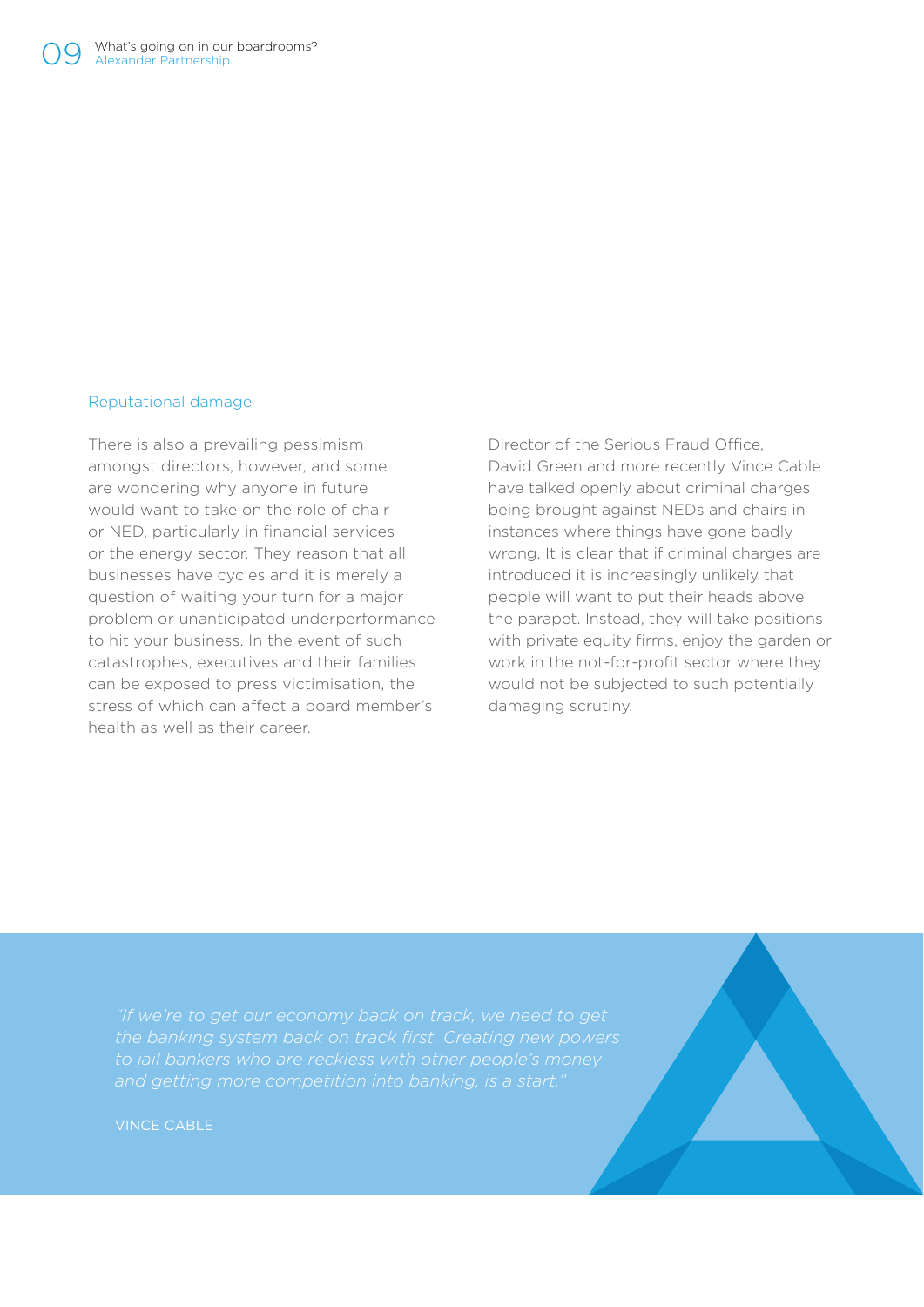## Reputational damage

There is also a prevailing pessimism amongst directors, however, and some are wondering why anyone in future would want to take on the role of chair or NED, particularly in financial services or the energy sector. They reason that all businesses have cycles and it is merely a question of waiting your turn for a major problem or unanticipated underperformance to hit your business. In the event of such catastrophes, executives and their families can be exposed to press victimisation, the stress of which can affect a board member's health as well as their career.

Director of the Serious Fraud Office, David Green and more recently Vince Cable have talked openly about criminal charges being brought against NEDs and chairs in instances where things have gone badly wrong. It is clear that if criminal charges are introduced it is increasingly unlikely that people will want to put their heads above the parapet. Instead, they will take positions with private equity firms, enjoy the garden or work in the not-for-profit sector where they would not be subjected to such potentially damaging scrutiny.

> *"If we're to get our economy back on track, we need to get the banking system back on track first. Creating new powers to jail bankers who are reckless with other people's money and getting more competition into banking, is a start."*
>
> VINCE CABLE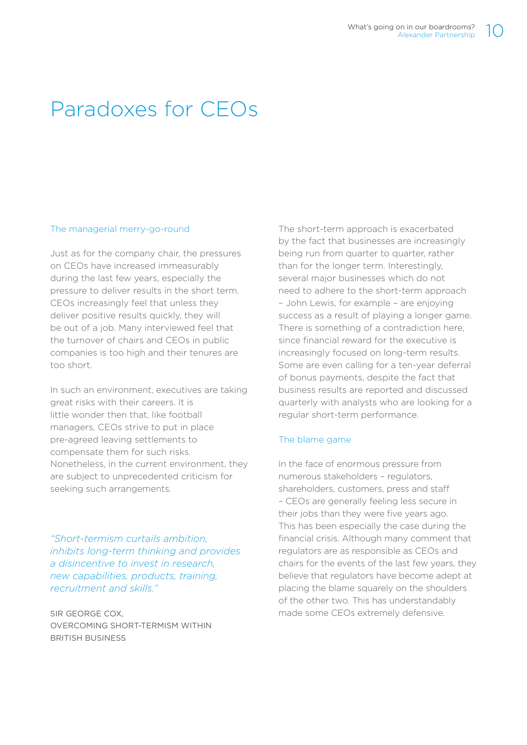# Paradoxes for CEOs

## The managerial merry-go-round

Just as for the company chair, the pressures on CEOs have increased immeasurably during the last few years, especially the pressure to deliver results in the short term. CEOs increasingly feel that unless they deliver positive results quickly, they will be out of a job. Many interviewed feel that the turnover of chairs and CEOs in public companies is too high and their tenures are too short.

In such an environment, executives are taking great risks with their careers. It is little wonder then that, like football managers, CEOs strive to put in place pre-agreed leaving settlements to compensate them for such risks. Nonetheless, in the current environment, they are subject to unprecedented criticism for seeking such arrangements.

> *"Short-termism curtails ambition, inhibits long-term thinking and provides a disincentive to invest in research, new capabilities, products, training, recruitment and skills."*
>
> SIR GEORGE COX, OVERCOMING SHORT-TERMISM WITHIN BRITISH BUSINESS

The short-term approach is exacerbated by the fact that businesses are increasingly being run from quarter to quarter, rather than for the longer term. Interestingly, several major businesses which do not need to adhere to the short-term approach – John Lewis, for example – are enjoying success as a result of playing a longer game. There is something of a contradiction here, since financial reward for the executive is increasingly focused on long-term results. Some are even calling for a ten-year deferral of bonus payments, despite the fact that business results are reported and discussed quarterly with analysts who are looking for a regular short-term performance.

## The blame game

In the face of enormous pressure from numerous stakeholders – regulators, shareholders, customers, press and staff – CEOs are generally feeling less secure in their jobs than they were five years ago. This has been especially the case during the financial crisis. Although many comment that regulators are as responsible as CEOs and chairs for the events of the last few years, they believe that regulators have become adept at placing the blame squarely on the shoulders of the other two. This has understandably made some CEOs extremely defensive.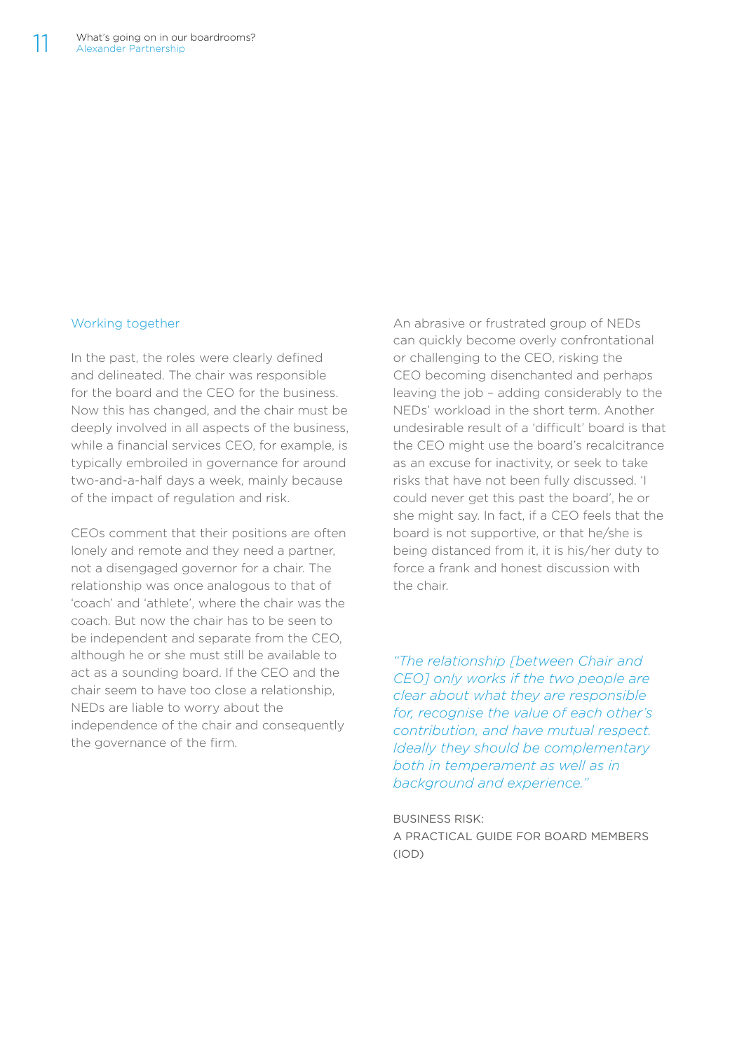## Working together

In the past, the roles were clearly defined and delineated. The chair was responsible for the board and the CEO for the business. Now this has changed, and the chair must be deeply involved in all aspects of the business, while a financial services CEO, for example, is typically embroiled in governance for around two-and-a-half days a week, mainly because of the impact of regulation and risk.

CEOs comment that their positions are often lonely and remote and they need a partner, not a disengaged governor for a chair. The relationship was once analogous to that of 'coach' and 'athlete', where the chair was the coach. But now the chair has to be seen to be independent and separate from the CEO, although he or she must still be available to act as a sounding board. If the CEO and the chair seem to have too close a relationship, NEDs are liable to worry about the independence of the chair and consequently the governance of the firm.

An abrasive or frustrated group of NEDs can quickly become overly confrontational or challenging to the CEO, risking the CEO becoming disenchanted and perhaps leaving the job – adding considerably to the NEDs' workload in the short term. Another undesirable result of a 'difficult' board is that the CEO might use the board's recalcitrance as an excuse for inactivity, or seek to take risks that have not been fully discussed. 'I could never get this past the board', he or she might say. In fact, if a CEO feels that the board is not supportive, or that he/she is being distanced from it, it is his/her duty to force a frank and honest discussion with the chair.

> *"The relationship [between Chair and CEO] only works if the two people are clear about what they are responsible for, recognise the value of each other's contribution, and have mutual respect. Ideally they should be complementary both in temperament as well as in background and experience."*
>
> BUSINESS RISK:
> A PRACTICAL GUIDE FOR BOARD MEMBERS (IOD)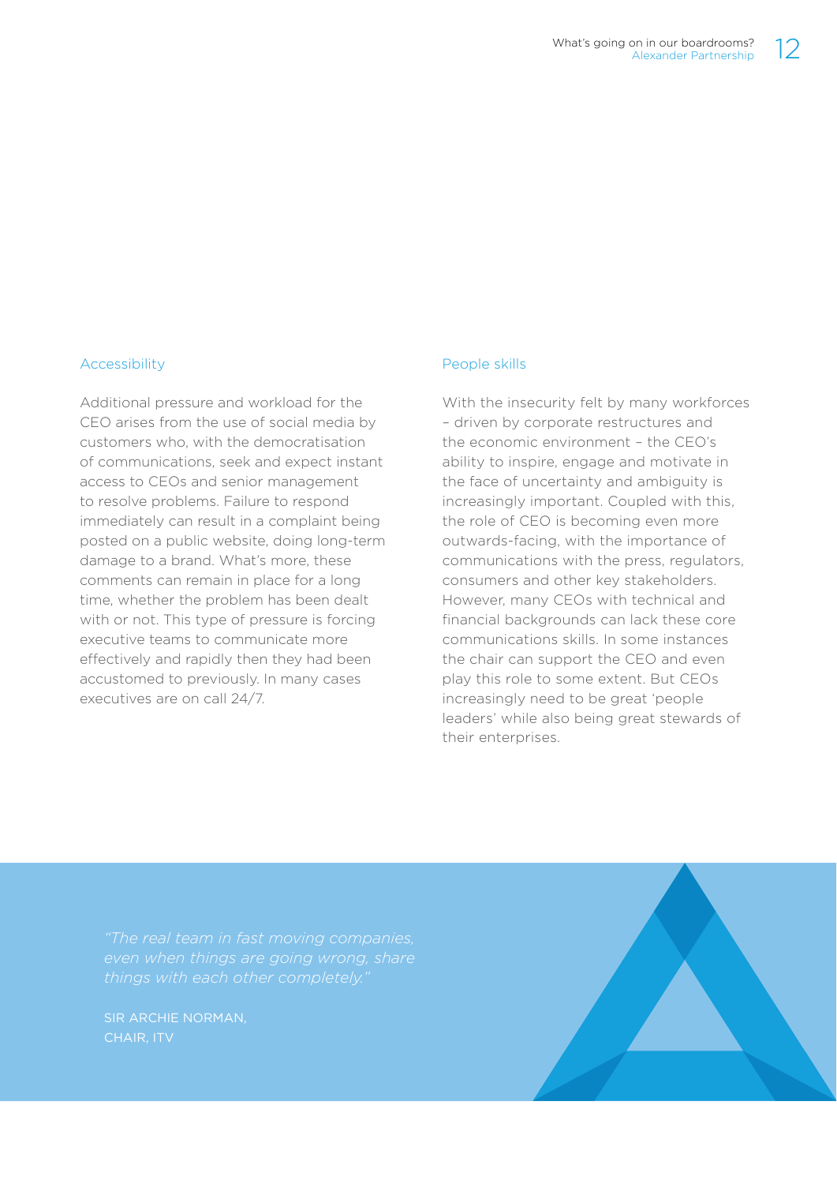### Accessibility

Additional pressure and workload for the CEO arises from the use of social media by customers who, with the democratisation of communications, seek and expect instant access to CEOs and senior management to resolve problems. Failure to respond immediately can result in a complaint being posted on a public website, doing long-term damage to a brand. What's more, these comments can remain in place for a long time, whether the problem has been dealt with or not. This type of pressure is forcing executive teams to communicate more effectively and rapidly then they had been accustomed to previously. In many cases executives are on call 24/7.

### People skills

With the insecurity felt by many workforces – driven by corporate restructures and the economic environment – the CEO's ability to inspire, engage and motivate in the face of uncertainty and ambiguity is increasingly important. Coupled with this, the role of CEO is becoming even more outwards-facing, with the importance of communications with the press, regulators, consumers and other key stakeholders. However, many CEOs with technical and financial backgrounds can lack these core communications skills. In some instances the chair can support the CEO and even play this role to some extent. But CEOs increasingly need to be great 'people leaders' while also being great stewards of their enterprises.

> *"The real team in fast moving companies, even when things are going wrong, share things with each other completely."*
>
> SIR ARCHIE NORMAN, CHAIR, ITV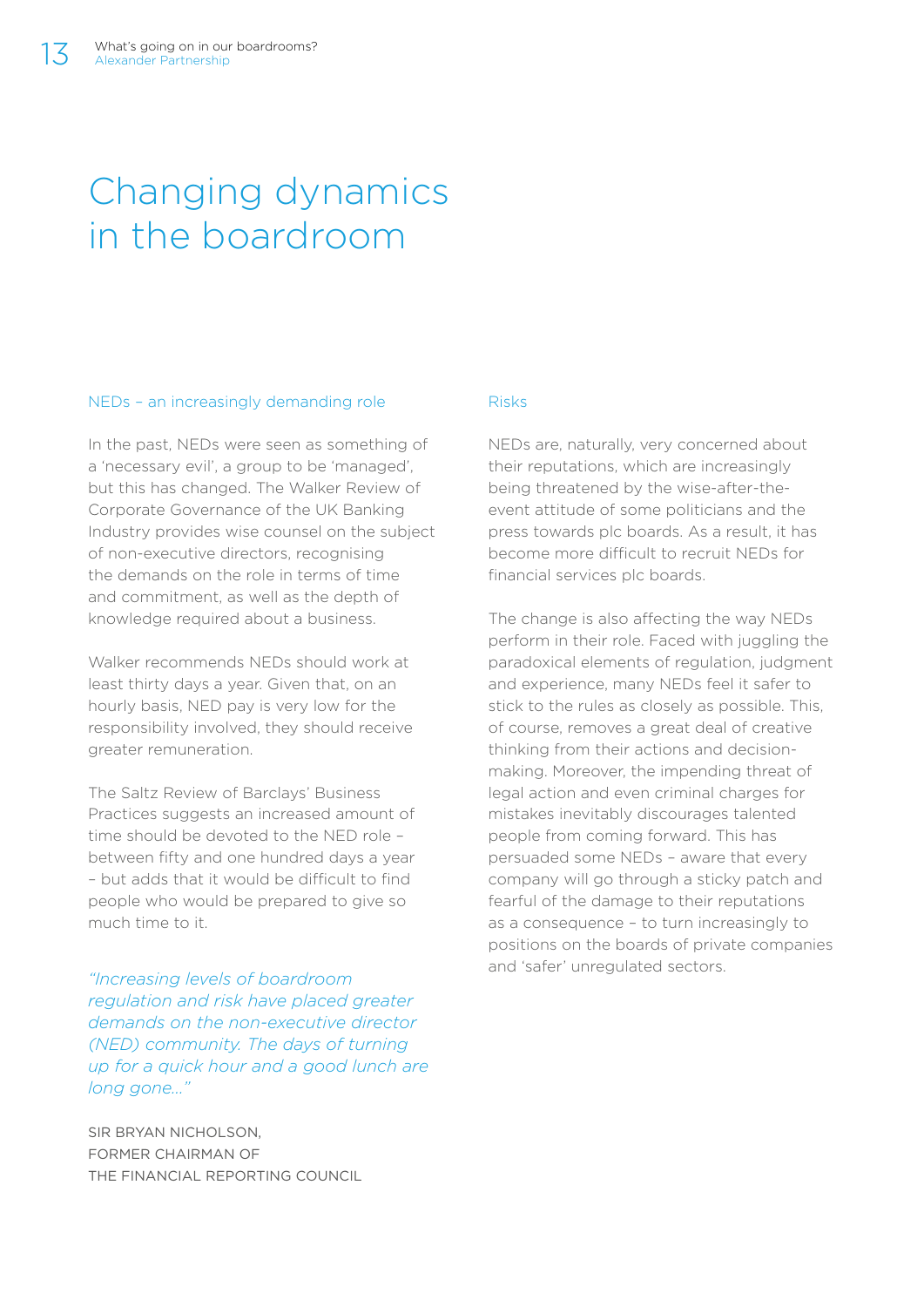# Changing dynamics in the boardroom

## NEDs – an increasingly demanding role

In the past, NEDs were seen as something of a 'necessary evil', a group to be 'managed', but this has changed. The Walker Review of Corporate Governance of the UK Banking Industry provides wise counsel on the subject of non-executive directors, recognising the demands on the role in terms of time and commitment, as well as the depth of knowledge required about a business.

Walker recommends NEDs should work at least thirty days a year. Given that, on an hourly basis, NED pay is very low for the responsibility involved, they should receive greater remuneration.

The Saltz Review of Barclays' Business Practices suggests an increased amount of time should be devoted to the NED role – between fifty and one hundred days a year – but adds that it would be difficult to find people who would be prepared to give so much time to it.

> *"Increasing levels of boardroom regulation and risk have placed greater demands on the non-executive director (NED) community. The days of turning up for a quick hour and a good lunch are long gone..."*
>
> SIR BRYAN NICHOLSON,
> FORMER CHAIRMAN OF
> THE FINANCIAL REPORTING COUNCIL

## Risks

NEDs are, naturally, very concerned about their reputations, which are increasingly being threatened by the wise-after-the-event attitude of some politicians and the press towards plc boards. As a result, it has become more difficult to recruit NEDs for financial services plc boards.

The change is also affecting the way NEDs perform in their role. Faced with juggling the paradoxical elements of regulation, judgment and experience, many NEDs feel it safer to stick to the rules as closely as possible. This, of course, removes a great deal of creative thinking from their actions and decision-making. Moreover, the impending threat of legal action and even criminal charges for mistakes inevitably discourages talented people from coming forward. This has persuaded some NEDs – aware that every company will go through a sticky patch and fearful of the damage to their reputations as a consequence – to turn increasingly to positions on the boards of private companies and 'safer' unregulated sectors.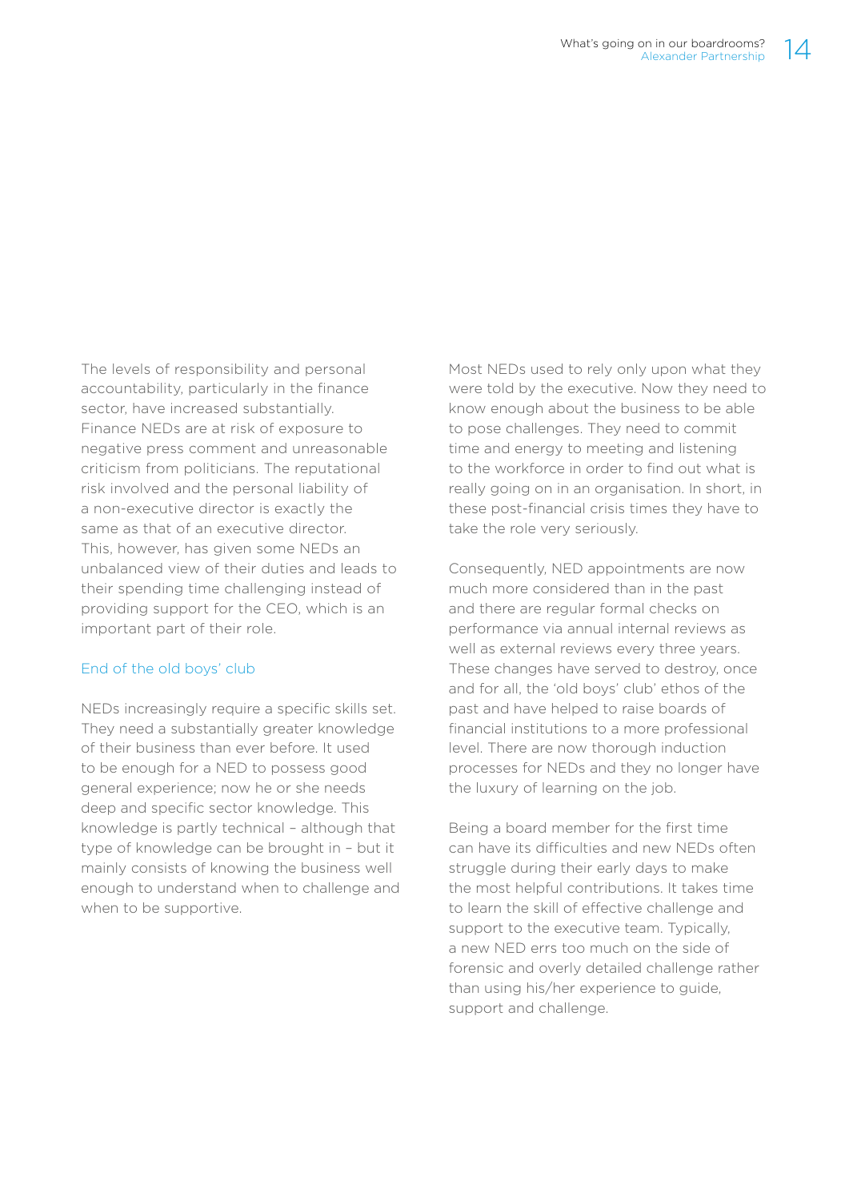The levels of responsibility and personal accountability, particularly in the finance sector, have increased substantially. Finance NEDs are at risk of exposure to negative press comment and unreasonable criticism from politicians. The reputational risk involved and the personal liability of a non-executive director is exactly the same as that of an executive director. This, however, has given some NEDs an unbalanced view of their duties and leads to their spending time challenging instead of providing support for the CEO, which is an important part of their role.

### End of the old boys' club

NEDs increasingly require a specific skills set. They need a substantially greater knowledge of their business than ever before. It used to be enough for a NED to possess good general experience; now he or she needs deep and specific sector knowledge. This knowledge is partly technical – although that type of knowledge can be brought in – but it mainly consists of knowing the business well enough to understand when to challenge and when to be supportive.

Most NEDs used to rely only upon what they were told by the executive. Now they need to know enough about the business to be able to pose challenges. They need to commit time and energy to meeting and listening to the workforce in order to find out what is really going on in an organisation. In short, in these post-financial crisis times they have to take the role very seriously.

Consequently, NED appointments are now much more considered than in the past and there are regular formal checks on performance via annual internal reviews as well as external reviews every three years. These changes have served to destroy, once and for all, the 'old boys' club' ethos of the past and have helped to raise boards of financial institutions to a more professional level. There are now thorough induction processes for NEDs and they no longer have the luxury of learning on the job.

Being a board member for the first time can have its difficulties and new NEDs often struggle during their early days to make the most helpful contributions. It takes time to learn the skill of effective challenge and support to the executive team. Typically, a new NED errs too much on the side of forensic and overly detailed challenge rather than using his/her experience to guide, support and challenge.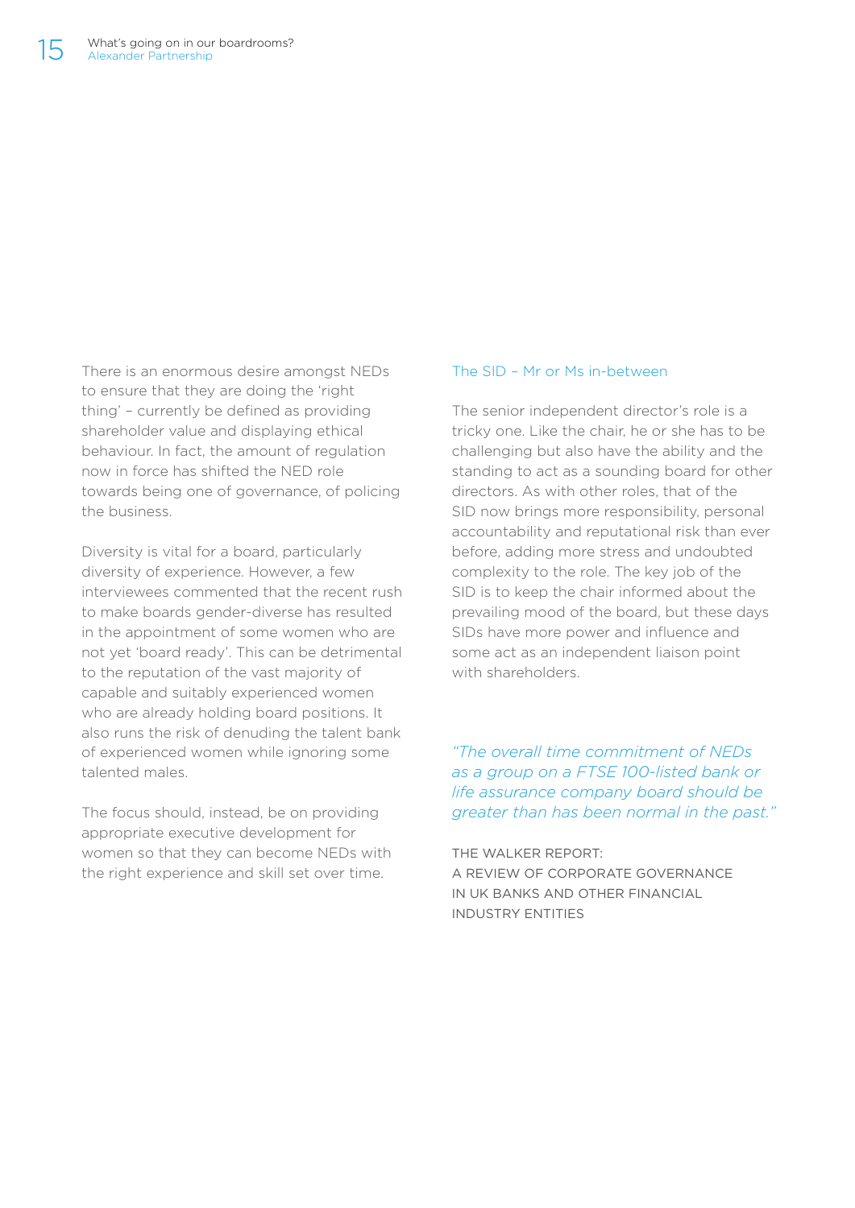There is an enormous desire amongst NEDs to ensure that they are doing the 'right thing' – currently be defined as providing shareholder value and displaying ethical behaviour. In fact, the amount of regulation now in force has shifted the NED role towards being one of governance, of policing the business.

Diversity is vital for a board, particularly diversity of experience. However, a few interviewees commented that the recent rush to make boards gender-diverse has resulted in the appointment of some women who are not yet 'board ready'. This can be detrimental to the reputation of the vast majority of capable and suitably experienced women who are already holding board positions. It also runs the risk of denuding the talent bank of experienced women while ignoring some talented males.

The focus should, instead, be on providing appropriate executive development for women so that they can become NEDs with the right experience and skill set over time.

## The SID – Mr or Ms in-between

The senior independent director's role is a tricky one. Like the chair, he or she has to be challenging but also have the ability and the standing to act as a sounding board for other directors. As with other roles, that of the SID now brings more responsibility, personal accountability and reputational risk than ever before, adding more stress and undoubted complexity to the role. The key job of the SID is to keep the chair informed about the prevailing mood of the board, but these days SIDs have more power and influence and some act as an independent liaison point with shareholders.

*"The overall time commitment of NEDs as a group on a FTSE 100-listed bank or life assurance company board should be greater than has been normal in the past."*

THE WALKER REPORT:
A REVIEW OF CORPORATE GOVERNANCE IN UK BANKS AND OTHER FINANCIAL INDUSTRY ENTITIES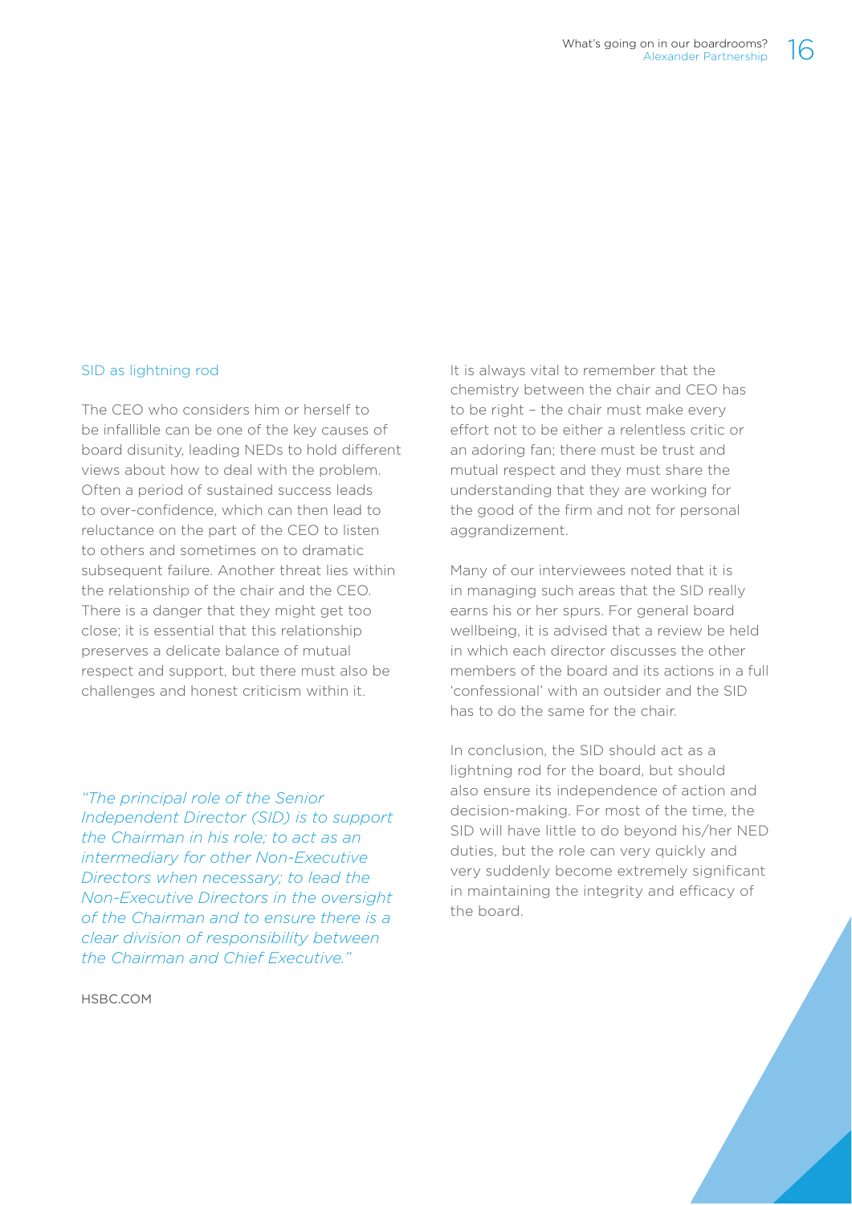## SID as lightning rod

The CEO who considers him or herself to be infallible can be one of the key causes of board disunity, leading NEDs to hold different views about how to deal with the problem. Often a period of sustained success leads to over-confidence, which can then lead to reluctance on the part of the CEO to listen to others and sometimes on to dramatic subsequent failure. Another threat lies within the relationship of the chair and the CEO. There is a danger that they might get too close; it is essential that this relationship preserves a delicate balance of mutual respect and support, but there must also be challenges and honest criticism within it.

*"The principal role of the Senior Independent Director (SID) is to support the Chairman in his role; to act as an intermediary for other Non-Executive Directors when necessary; to lead the Non-Executive Directors in the oversight of the Chairman and to ensure there is a clear division of responsibility between the Chairman and Chief Executive."*

HSBC.COM

It is always vital to remember that the chemistry between the chair and CEO has to be right – the chair must make every effort not to be either a relentless critic or an adoring fan; there must be trust and mutual respect and they must share the understanding that they are working for the good of the firm and not for personal aggrandizement.

Many of our interviewees noted that it is in managing such areas that the SID really earns his or her spurs. For general board wellbeing, it is advised that a review be held in which each director discusses the other members of the board and its actions in a full 'confessional' with an outsider and the SID has to do the same for the chair.

In conclusion, the SID should act as a lightning rod for the board, but should also ensure its independence of action and decision-making. For most of the time, the SID will have little to do beyond his/her NED duties, but the role can very quickly and very suddenly become extremely significant in maintaining the integrity and efficacy of the board.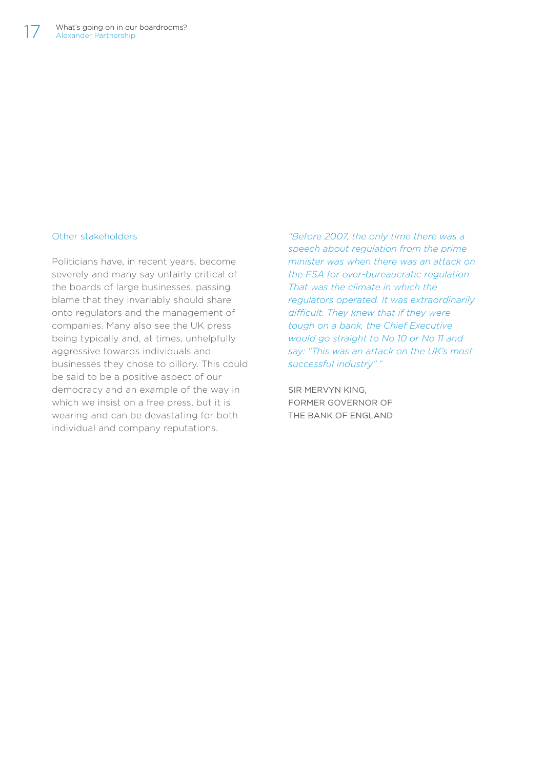## Other stakeholders

Politicians have, in recent years, become severely and many say unfairly critical of the boards of large businesses, passing blame that they invariably should share onto regulators and the management of companies. Many also see the UK press being typically and, at times, unhelpfully aggressive towards individuals and businesses they chose to pillory. This could be said to be a positive aspect of our democracy and an example of the way in which we insist on a free press, but it is wearing and can be devastating for both individual and company reputations.

*"Before 2007, the only time there was a speech about regulation from the prime minister was when there was an attack on the FSA for over-bureaucratic regulation. That was the climate in which the regulators operated. It was extraordinarily difficult. They knew that if they were tough on a bank, the Chief Executive would go straight to No 10 or No 11 and say: "This was an attack on the UK's most successful industry"."*

SIR MERVYN KING,
FORMER GOVERNOR OF
THE BANK OF ENGLAND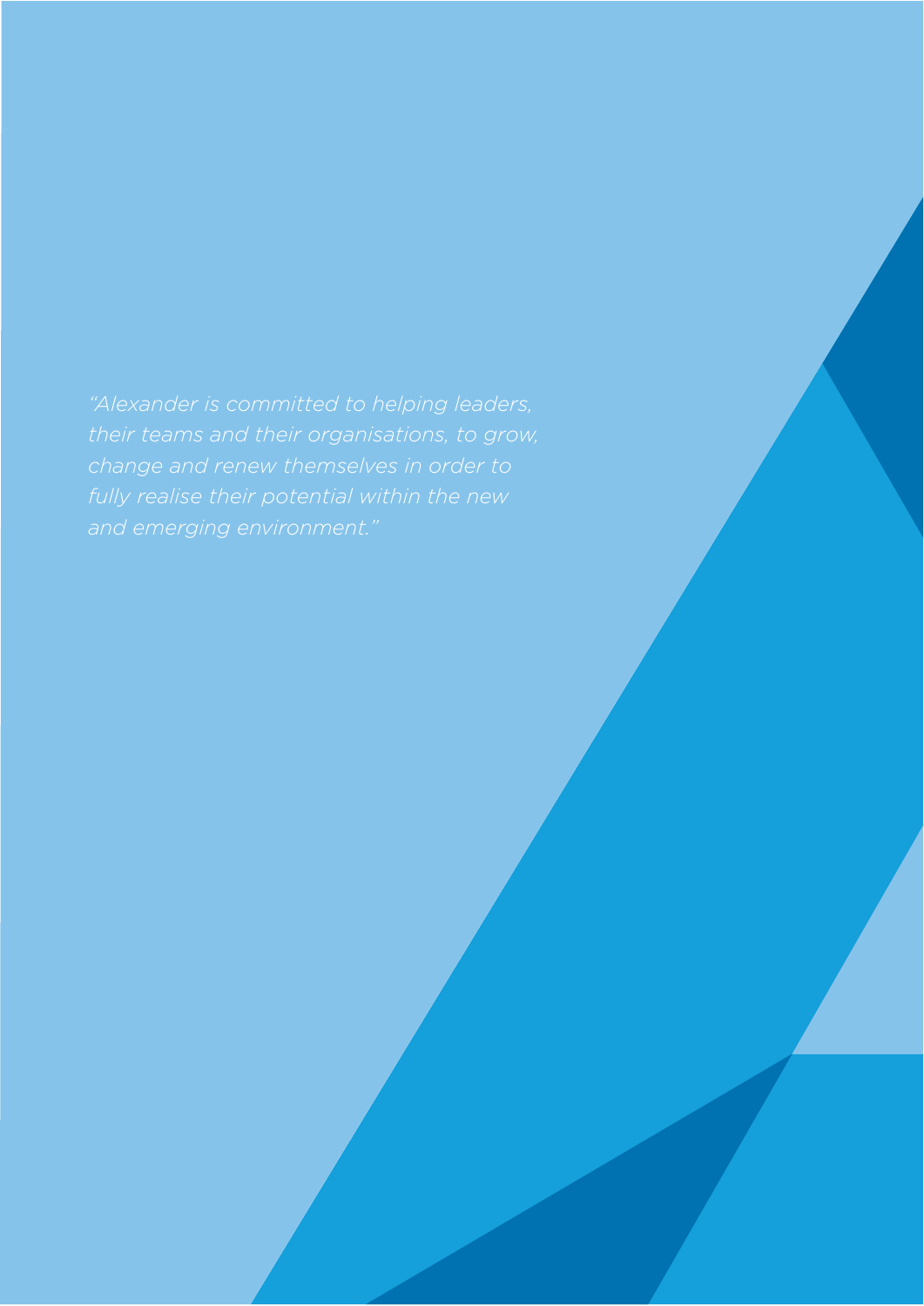*"Alexander is committed to helping leaders, their teams and their organisations, to grow, change and renew themselves in order to fully realise their potential within the new and emerging environment."*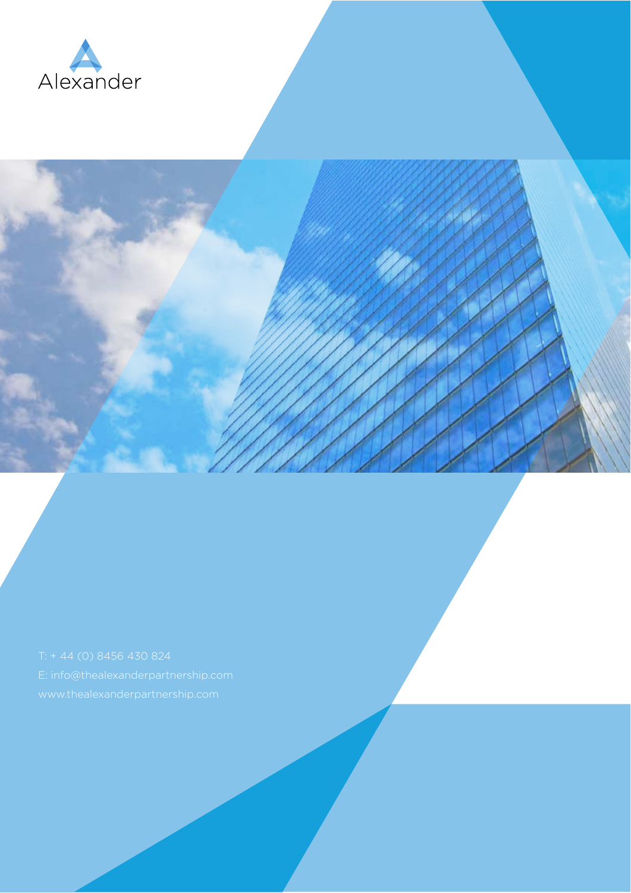Alexander

T: + 44 (0) 8456 430 824

E: info@thealexanderpartnership.com

www.thealexanderpartnership.com